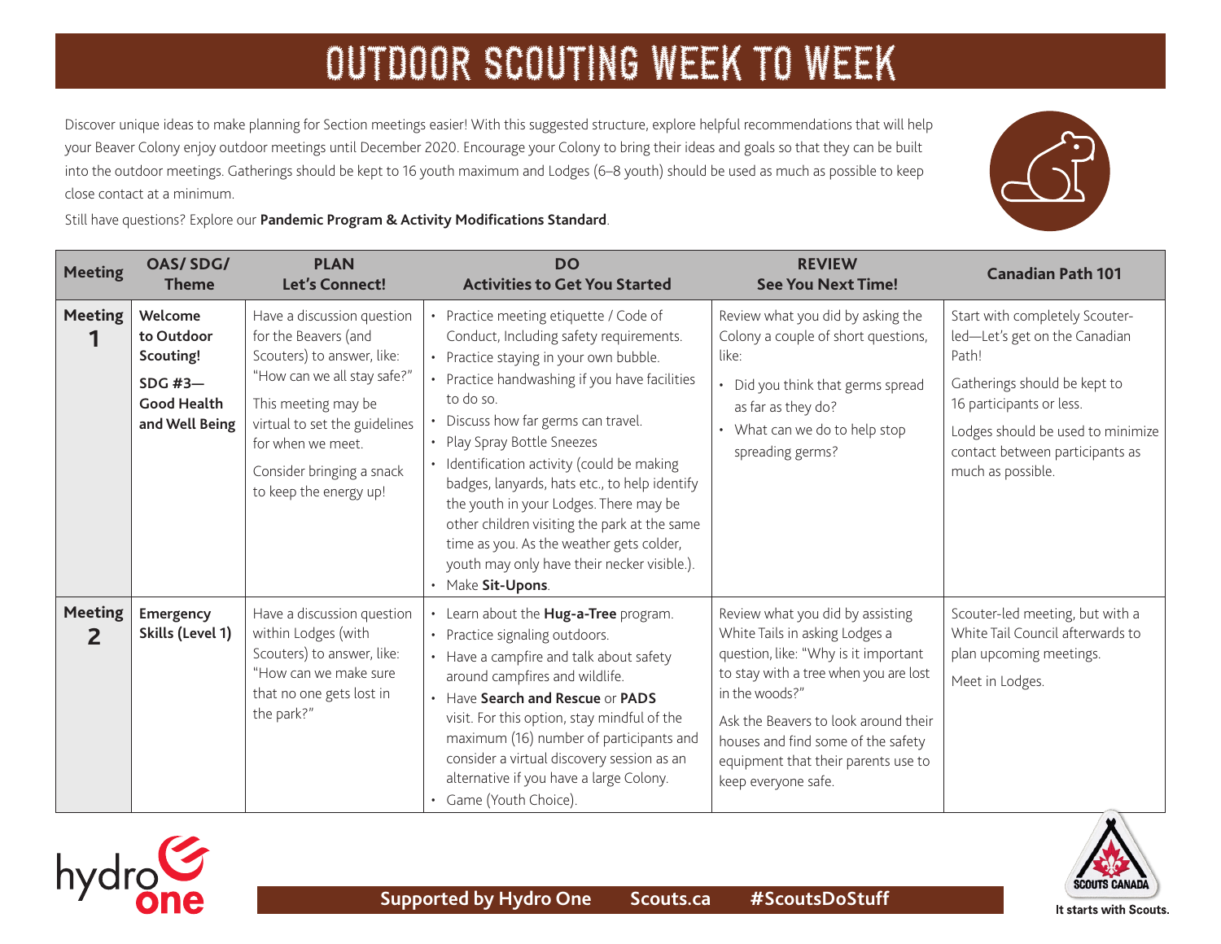# OUTDOOR SCOUTING WEEK TO WEEK

Discover unique ideas to make planning for Section meetings easier! With this suggested structure, explore helpful recommendations that will help your Beaver Colony enjoy outdoor meetings until December 2020. Encourage your Colony to bring their ideas and goals so that they can be built into the outdoor meetings. Gatherings should be kept to 16 youth maximum and Lodges (6–8 youth) should be used as much as possible to keep close contact at a minimum.

Still have questions? Explore our **Pandemic Program & Activity Modifications Standard**.

| Meeting | OAS/ SDG/ Theme | PLAN Let's Connect! | DO Activities to Get You Started | REVIEW See You Next Time! | Canadian Path 101 |
|---|---|---|---|---|---|
| **Meeting 1** | **Welcome to Outdoor Scouting!**<br><br>**SDG #3—Good Health and Well Being** | Have a discussion question for the Beavers (and Scouters) to answer, like: "How can we all stay safe?"<br><br>This meeting may be virtual to set the guidelines for when we meet.<br><br>Consider bringing a snack to keep the energy up! | • Practice meeting etiquette / Code of Conduct, Including safety requirements.<br>• Practice staying in your own bubble.<br>• Practice handwashing if you have facilities to do so.<br>• Discuss how far germs can travel.<br>• Play Spray Bottle Sneezes<br>• Identification activity (could be making badges, lanyards, hats etc., to help identify the youth in your Lodges. There may be other children visiting the park at the same time as you. As the weather gets colder, youth may only have their necker visible.).<br>• Make **Sit-Upons**. | Review what you did by asking the Colony a couple of short questions, like:<br>• Did you think that germs spread as far as they do?<br>• What can we do to help stop spreading germs? | Start with completely Scouter-led—Let's get on the Canadian Path!<br><br>Gatherings should be kept to 16 participants or less.<br><br>Lodges should be used to minimize contact between participants as much as possible. |
| **Meeting 2** | **Emergency Skills (Level 1)** | Have a discussion question within Lodges (with Scouters) to answer, like: "How can we make sure that no one gets lost in the park?" | • Learn about the **Hug-a-Tree** program.<br>• Practice signaling outdoors.<br>• Have a campfire and talk about safety around campfires and wildlife.<br>• Have **Search and Rescue** or **PADS** visit. For this option, stay mindful of the maximum (16) number of participants and consider a virtual discovery session as an alternative if you have a large Colony.<br>• Game (Youth Choice). | Review what you did by assisting White Tails in asking Lodges a question, like: "Why is it important to stay with a tree when you are lost in the woods?"<br><br>Ask the Beavers to look around their houses and find some of the safety equipment that their parents use to keep everyone safe. | Scouter-led meeting, but with a White Tail Council afterwards to plan upcoming meetings.<br><br>Meet in Lodges. |

**Supported by Hydro One** **Scouts.ca** **#ScoutsDoStuff**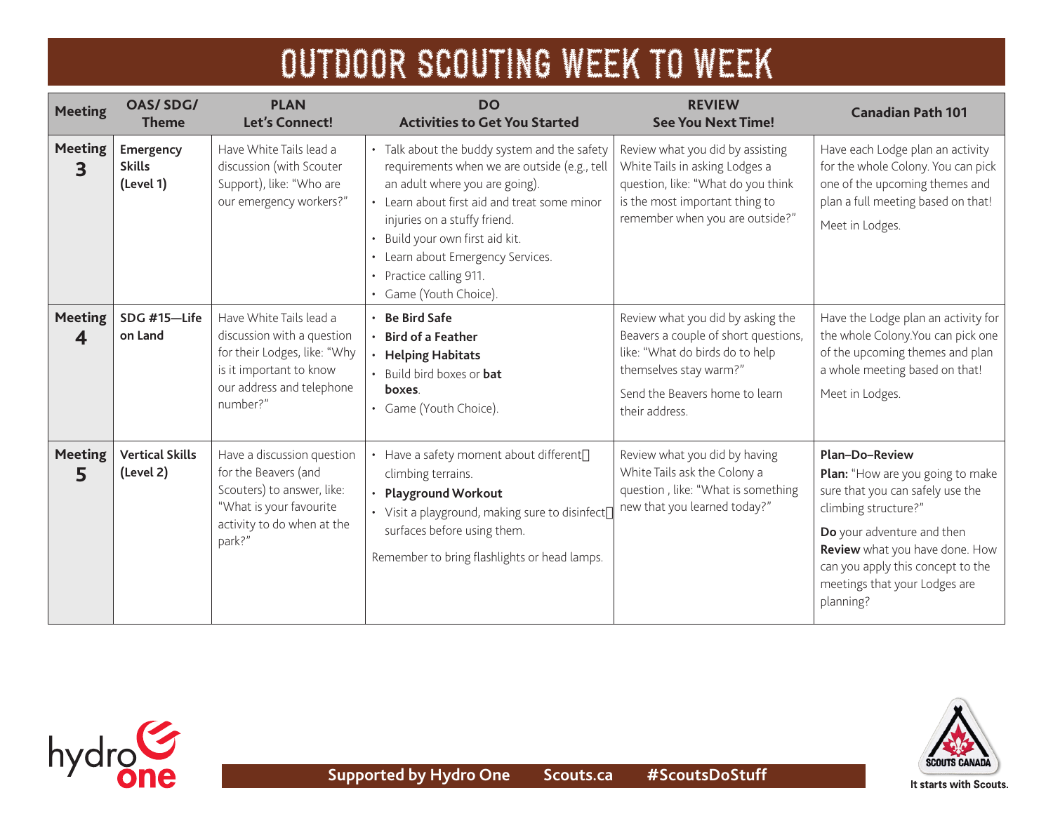# OUTDOOR SCOUTING WEEK TO WEEK

| Meeting | OAS/ SDG/ Theme | PLAN Let's Connect! | DO Activities to Get You Started | REVIEW See You Next Time! | Canadian Path 101 |
|---|---|---|---|---|---|
| **Meeting 3** | **Emergency Skills (Level 1)** | Have White Tails lead a discussion (with Scouter Support), like: "Who are our emergency workers?" | • Talk about the buddy system and the safety requirements when we are outside (e.g., tell an adult where you are going).<br>• Learn about first aid and treat some minor injuries on a stuffy friend.<br>• Build your own first aid kit.<br>• Learn about Emergency Services.<br>• Practice calling 911.<br>• Game (Youth Choice). | Review what you did by assisting White Tails in asking Lodges a question, like: "What do you think is the most important thing to remember when you are outside?" | Have each Lodge plan an activity for the whole Colony. You can pick one of the upcoming themes and plan a full meeting based on that!<br><br>Meet in Lodges. |
| **Meeting 4** | **SDG #15—Life on Land** | Have White Tails lead a discussion with a question for their Lodges, like: "Why is it important to know our address and telephone number?" | • **Be Bird Safe**<br>• **Bird of a Feather**<br>• **Helping Habitats**<br>• Build bird boxes or **bat boxes**.<br>• Game (Youth Choice). | Review what you did by asking the Beavers a couple of short questions, like: "What do birds do to help themselves stay warm?"<br><br>Send the Beavers home to learn their address. | Have the Lodge plan an activity for the whole Colony.You can pick one of the upcoming themes and plan a whole meeting based on that!<br><br>Meet in Lodges. |
| **Meeting 5** | **Vertical Skills (Level 2)** | Have a discussion question for the Beavers (and Scouters) to answer, like: "What is your favourite activity to do when at the park?" | • Have a safety moment about different climbing terrains.<br>• **Playground Workout**<br>• Visit a playground, making sure to disinfect surfaces before using them.<br><br>Remember to bring flashlights or head lamps. | Review what you did by having White Tails ask the Colony a question , like: "What is something new that you learned today?" | **Plan–Do–Review**<br>**Plan:** "How are you going to make sure that you can safely use the climbing structure?"<br><br>**Do** your adventure and then **Review** what you have done. How can you apply this concept to the meetings that your Lodges are planning? |

Supported by Hydro One Scouts.ca #ScoutsDoStuff

It starts with Scouts.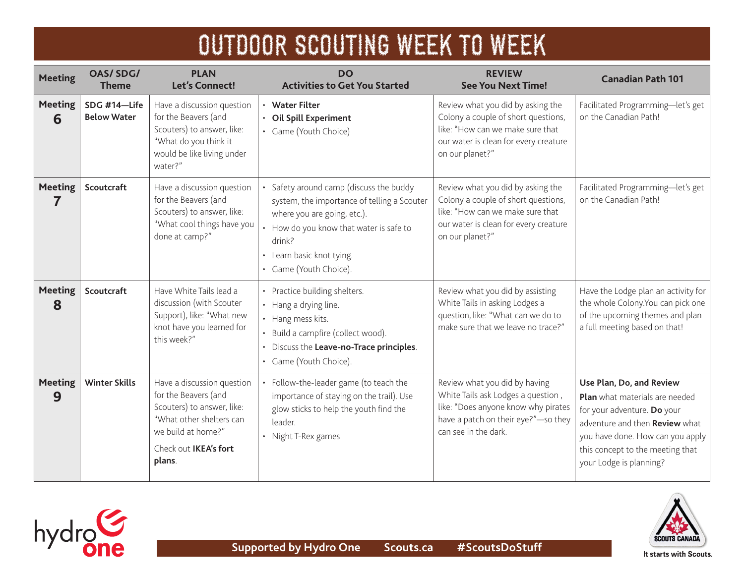# OUTDOOR SCOUTING WEEK TO WEEK

| Meeting | OAS/ SDG/ Theme | PLAN Let's Connect! | DO Activities to Get You Started | REVIEW See You Next Time! | Canadian Path 101 |
|---|---|---|---|---|---|
| **Meeting 6** | **SDG #14—Life Below Water** | Have a discussion question for the Beavers (and Scouters) to answer, like: "What do you think it would be like living under water?" | • **Water Filter** <br> • **Oil Spill Experiment** <br> • Game (Youth Choice) | Review what you did by asking the Colony a couple of short questions, like: "How can we make sure that our water is clean for every creature on our planet?" | Facilitated Programming—let's get on the Canadian Path! |
| **Meeting 7** | **Scoutcraft** | Have a discussion question for the Beavers (and Scouters) to answer, like: "What cool things have you done at camp?" | • Safety around camp (discuss the buddy system, the importance of telling a Scouter where you are going, etc.). <br> • How do you know that water is safe to drink? <br> • Learn basic knot tying. <br> • Game (Youth Choice). | Review what you did by asking the Colony a couple of short questions, like: "How can we make sure that our water is clean for every creature on our planet?" | Facilitated Programming—let's get on the Canadian Path! |
| **Meeting 8** | **Scoutcraft** | Have White Tails lead a discussion (with Scouter Support), like: "What new knot have you learned for this week?" | • Practice building shelters. <br> • Hang a drying line. <br> • Hang mess kits. <br> • Build a campfire (collect wood). <br> • Discuss the **Leave-no-Trace principles**. <br> • Game (Youth Choice). | Review what you did by assisting White Tails in asking Lodges a question, like: "What can we do to make sure that we leave no trace?" | Have the Lodge plan an activity for the whole Colony.You can pick one of the upcoming themes and plan a full meeting based on that! |
| **Meeting 9** | **Winter Skills** | Have a discussion question for the Beavers (and Scouters) to answer, like: "What other shelters can we build at home?" <br> Check out **IKEA's fort plans**. | • Follow-the-leader game (to teach the importance of staying on the trail). Use glow sticks to help the youth find the leader. <br> • Night T-Rex games | Review what you did by having White Tails ask Lodges a question , like: "Does anyone know why pirates have a patch on their eye?"—so they can see in the dark. | **Use Plan, Do, and Review** <br> **Plan** what materials are needed for your adventure. **Do** your adventure and then **Review** what you have done. How can you apply this concept to the meeting that your Lodge is planning? |

Supported by Hydro One   Scouts.ca   #ScoutsDoStuff

It starts with Scouts.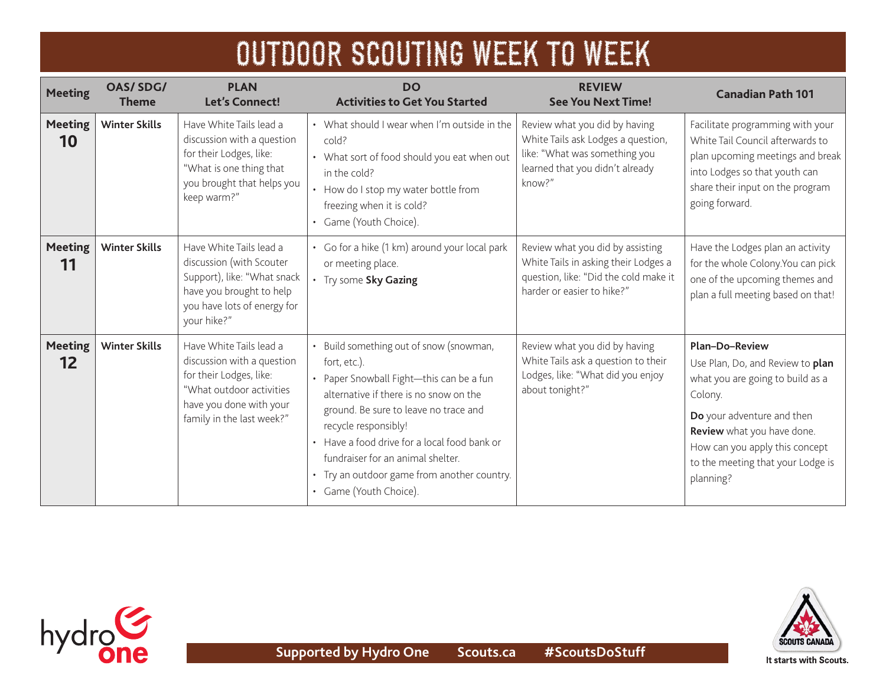# OUTDOOR SCOUTING WEEK TO WEEK

| Meeting | OAS/ SDG/ Theme | PLAN Let's Connect! | DO Activities to Get You Started | REVIEW See You Next Time! | Canadian Path 101 |
|---|---|---|---|---|---|
| **Meeting 10** | **Winter Skills** | Have White Tails lead a discussion with a question for their Lodges, like: "What is one thing that you brought that helps you keep warm?" | • What should I wear when I'm outside in the cold?<br>• What sort of food should you eat when out in the cold?<br>• How do I stop my water bottle from freezing when it is cold?<br>• Game (Youth Choice). | Review what you did by having White Tails ask Lodges a question, like: "What was something you learned that you didn't already know?" | Facilitate programming with your White Tail Council afterwards to plan upcoming meetings and break into Lodges so that youth can share their input on the program going forward. |
| **Meeting 11** | **Winter Skills** | Have White Tails lead a discussion (with Scouter Support), like: "What snack have you brought to help you have lots of energy for your hike?" | • Go for a hike (1 km) around your local park or meeting place.<br>• Try some **Sky Gazing** | Review what you did by assisting White Tails in asking their Lodges a question, like: "Did the cold make it harder or easier to hike?" | Have the Lodges plan an activity for the whole Colony.You can pick one of the upcoming themes and plan a full meeting based on that! |
| **Meeting 12** | **Winter Skills** | Have White Tails lead a discussion with a question for their Lodges, like: "What outdoor activities have you done with your family in the last week?" | • Build something out of snow (snowman, fort, etc.).<br>• Paper Snowball Fight—this can be a fun alternative if there is no snow on the ground. Be sure to leave no trace and recycle responsibly!<br>• Have a food drive for a local food bank or fundraiser for an animal shelter.<br>• Try an outdoor game from another country.<br>• Game (Youth Choice). | Review what you did by having White Tails ask a question to their Lodges, like: "What did you enjoy about tonight?" | **Plan–Do–Review**<br>Use Plan, Do, and Review to **plan** what you are going to build as a Colony.<br>**Do** your adventure and then **Review** what you have done. How can you apply this concept to the meeting that your Lodge is planning? |

Supported by Hydro One Scouts.ca #ScoutsDoStuff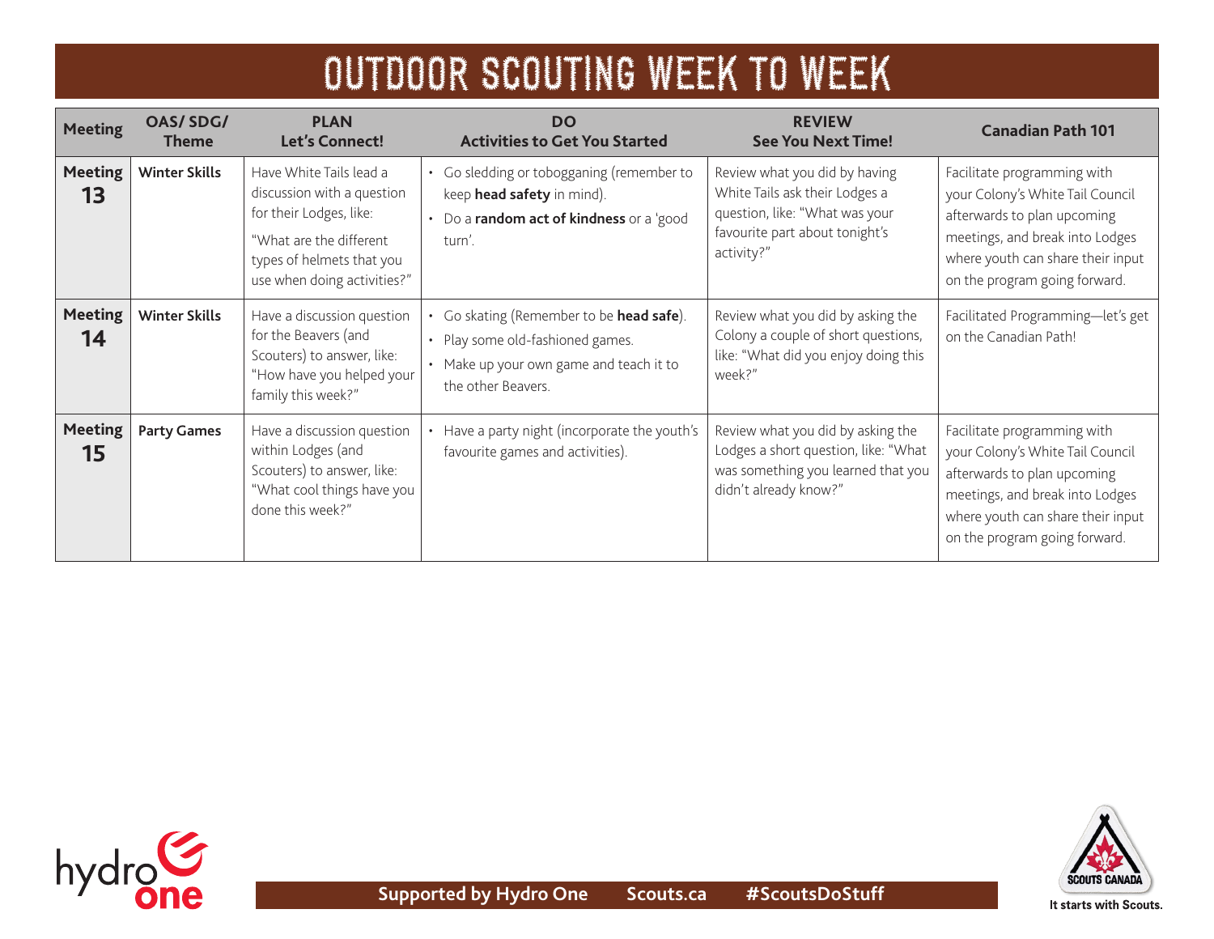# OUTDOOR SCOUTING WEEK TO WEEK

| Meeting | OAS/ SDG/ Theme | PLAN<br>Let's Connect! | DO<br>Activities to Get You Started | REVIEW<br>See You Next Time! | Canadian Path 101 |
|---|---|---|---|---|---|
| **Meeting 13** | **Winter Skills** | Have White Tails lead a discussion with a question for their Lodges, like:<br>"What are the different types of helmets that you use when doing activities?" | • Go sledding or tobogganing (remember to keep **head safety** in mind).<br>• Do a **random act of kindness** or a 'good turn'. | Review what you did by having White Tails ask their Lodges a question, like: "What was your favourite part about tonight's activity?" | Facilitate programming with your Colony's White Tail Council afterwards to plan upcoming meetings, and break into Lodges where youth can share their input on the program going forward. |
| **Meeting 14** | **Winter Skills** | Have a discussion question for the Beavers (and Scouters) to answer, like: "How have you helped your family this week?" | • Go skating (Remember to be **head safe**).<br>• Play some old-fashioned games.<br>• Make up your own game and teach it to the other Beavers. | Review what you did by asking the Colony a couple of short questions, like: "What did you enjoy doing this week?" | Facilitated Programming—let's get on the Canadian Path! |
| **Meeting 15** | **Party Games** | Have a discussion question within Lodges (and Scouters) to answer, like: "What cool things have you done this week?" | • Have a party night (incorporate the youth's favourite games and activities). | Review what you did by asking the Lodges a short question, like: "What was something you learned that you didn't already know?" | Facilitate programming with your Colony's White Tail Council afterwards to plan upcoming meetings, and break into Lodges where youth can share their input on the program going forward. |

Supported by Hydro One   Scouts.ca   #ScoutsDoStuff

It starts with Scouts.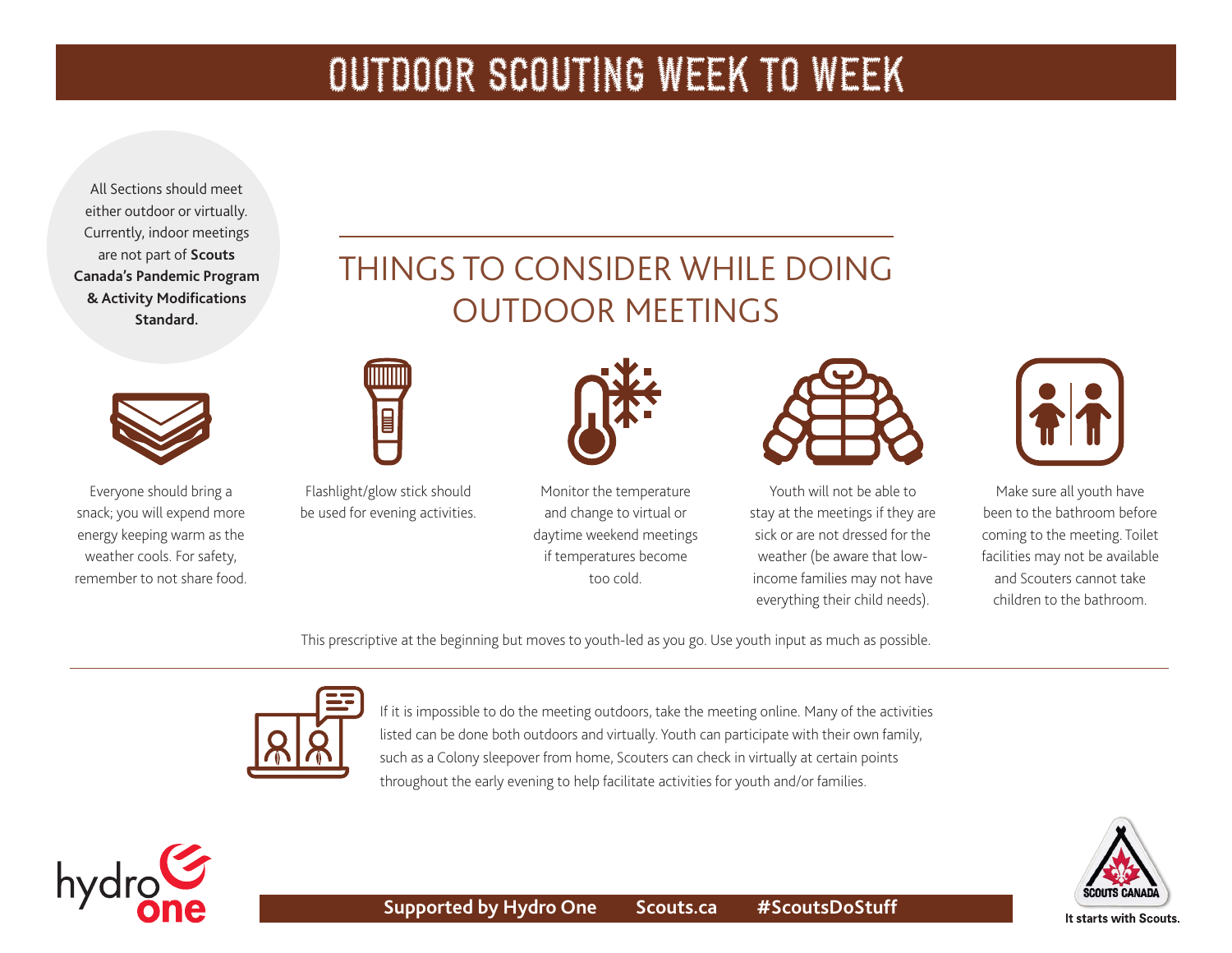# OUTDOOR SCOUTING WEEK TO WEEK

All Sections should meet either outdoor or virtually. Currently, indoor meetings are not part of **Scouts Canada's Pandemic Program & Activity Modifications Standard.**

## THINGS TO CONSIDER WHILE DOING OUTDOOR MEETINGS

- Everyone should bring a snack; you will expend more energy keeping warm as the weather cools. For safety, remember to not share food.
- Flashlight/glow stick should be used for evening activities.
- Monitor the temperature and change to virtual or daytime weekend meetings if temperatures become too cold.
- Youth will not be able to stay at the meetings if they are sick or are not dressed for the weather (be aware that low-income families may not have everything their child needs).
- Make sure all youth have been to the bathroom before coming to the meeting. Toilet facilities may not be available and Scouters cannot take children to the bathroom.

This prescriptive at the beginning but moves to youth-led as you go. Use youth input as much as possible.

---

If it is impossible to do the meeting outdoors, take the meeting online. Many of the activities listed can be done both outdoors and virtually. Youth can participate with their own family, such as a Colony sleepover from home, Scouters can check in virtually at certain points throughout the early evening to help facilitate activities for youth and/or families.

**Supported by Hydro One** **Scouts.ca** **#ScoutsDoStuff**

It starts with Scouts.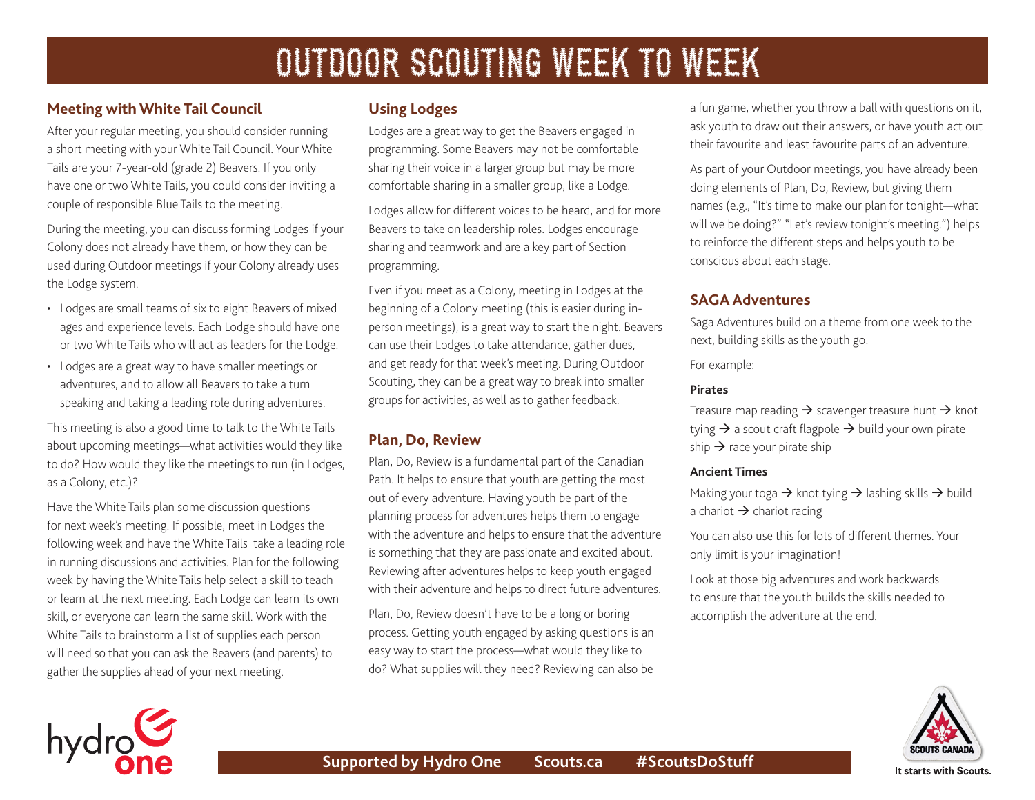# OUTDOOR SCOUTING WEEK TO WEEK

## Meeting with White Tail Council

After your regular meeting, you should consider running a short meeting with your White Tail Council. Your White Tails are your 7-year-old (grade 2) Beavers. If you only have one or two White Tails, you could consider inviting a couple of responsible Blue Tails to the meeting.

During the meeting, you can discuss forming Lodges if your Colony does not already have them, or how they can be used during Outdoor meetings if your Colony already uses the Lodge system.

- Lodges are small teams of six to eight Beavers of mixed ages and experience levels. Each Lodge should have one or two White Tails who will act as leaders for the Lodge.
- Lodges are a great way to have smaller meetings or adventures, and to allow all Beavers to take a turn speaking and taking a leading role during adventures.

This meeting is also a good time to talk to the White Tails about upcoming meetings—what activities would they like to do? How would they like the meetings to run (in Lodges, as a Colony, etc.)?

Have the White Tails plan some discussion questions for next week's meeting. If possible, meet in Lodges the following week and have the White Tails take a leading role in running discussions and activities. Plan for the following week by having the White Tails help select a skill to teach or learn at the next meeting. Each Lodge can learn its own skill, or everyone can learn the same skill. Work with the White Tails to brainstorm a list of supplies each person will need so that you can ask the Beavers (and parents) to gather the supplies ahead of your next meeting.

## Using Lodges

Lodges are a great way to get the Beavers engaged in programming. Some Beavers may not be comfortable sharing their voice in a larger group but may be more comfortable sharing in a smaller group, like a Lodge.

Lodges allow for different voices to be heard, and for more Beavers to take on leadership roles. Lodges encourage sharing and teamwork and are a key part of Section programming.

Even if you meet as a Colony, meeting in Lodges at the beginning of a Colony meeting (this is easier during in-person meetings), is a great way to start the night. Beavers can use their Lodges to take attendance, gather dues, and get ready for that week's meeting. During Outdoor Scouting, they can be a great way to break into smaller groups for activities, as well as to gather feedback.

## Plan, Do, Review

Plan, Do, Review is a fundamental part of the Canadian Path. It helps to ensure that youth are getting the most out of every adventure. Having youth be part of the planning process for adventures helps them to engage with the adventure and helps to ensure that the adventure is something that they are passionate and excited about. Reviewing after adventures helps to keep youth engaged with their adventure and helps to direct future adventures.

Plan, Do, Review doesn't have to be a long or boring process. Getting youth engaged by asking questions is an easy way to start the process—what would they like to do? What supplies will they need? Reviewing can also be a fun game, whether you throw a ball with questions on it, ask youth to draw out their answers, or have youth act out their favourite and least favourite parts of an adventure.

As part of your Outdoor meetings, you have already been doing elements of Plan, Do, Review, but giving them names (e.g., "It's time to make our plan for tonight—what will we be doing?" "Let's review tonight's meeting.") helps to reinforce the different steps and helps youth to be conscious about each stage.

## SAGA Adventures

Saga Adventures build on a theme from one week to the next, building skills as the youth go.

For example:

**Pirates**

Treasure map reading → scavenger treasure hunt → knot tying → a scout craft flagpole → build your own pirate ship → race your pirate ship

**Ancient Times**

Making your toga → knot tying → lashing skills → build a chariot → chariot racing

You can also use this for lots of different themes. Your only limit is your imagination!

Look at those big adventures and work backwards to ensure that the youth builds the skills needed to accomplish the adventure at the end.

Supported by Hydro One Scouts.ca #ScoutsDoStuff

It starts with Scouts.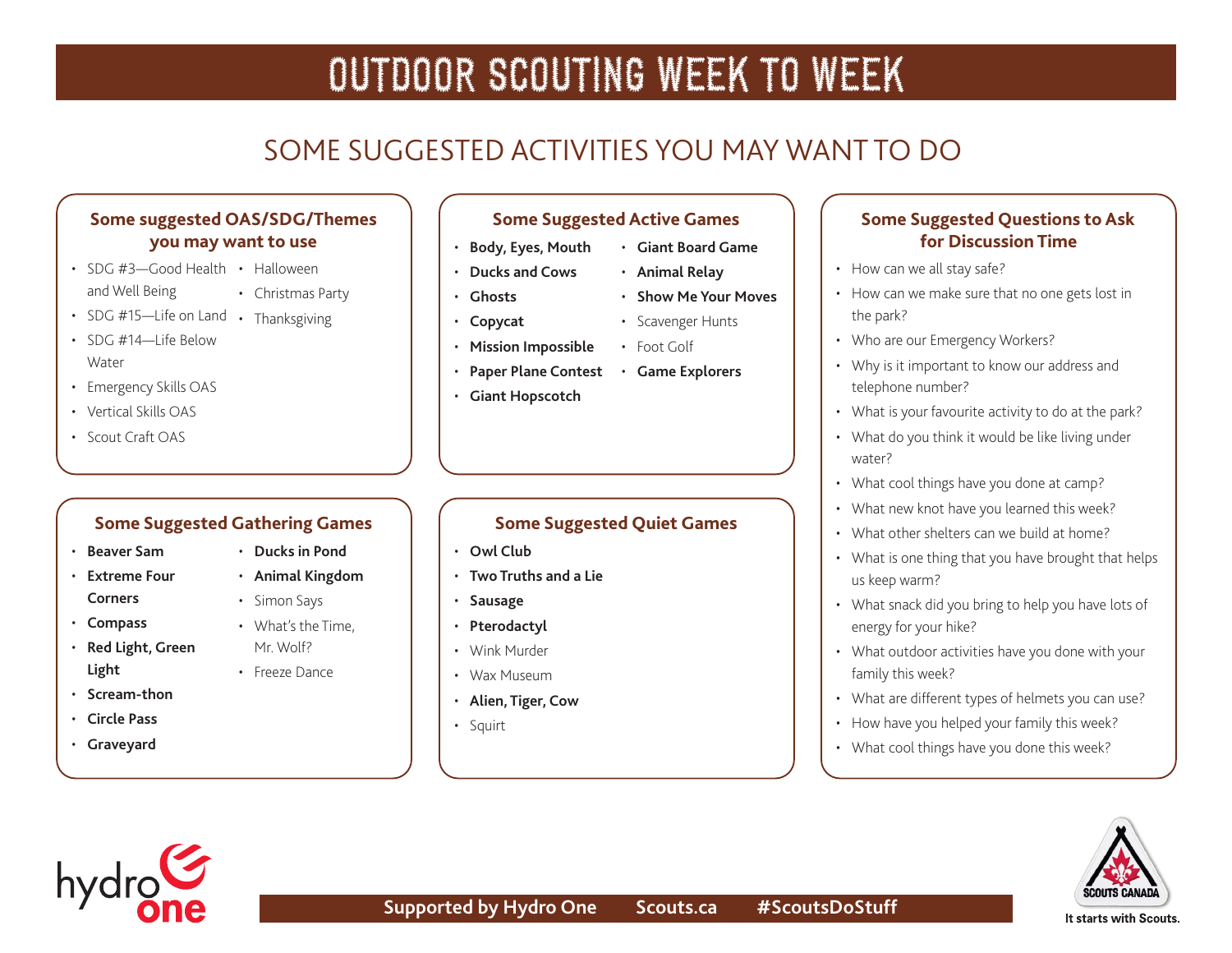# OUTDOOR SCOUTING WEEK TO WEEK

## SOME SUGGESTED ACTIVITIES YOU MAY WANT TO DO

### Some suggested OAS/SDG/Themes you may want to use

- SDG #3—Good Health and Well Being
- SDG #15—Life on Land
- SDG #14—Life Below Water
- Emergency Skills OAS
- Vertical Skills OAS
- Scout Craft OAS
- Halloween
- Christmas Party
- Thanksgiving

### Some Suggested Active Games

- **Body, Eyes, Mouth**
- **Ducks and Cows**
- **Ghosts**
- **Copycat**
- **Mission Impossible**
- **Paper Plane Contest**
- **Giant Hopscotch**
- **Giant Board Game**
- **Animal Relay**
- **Show Me Your Moves**
- Scavenger Hunts
- Foot Golf
- **Game Explorers**

### Some Suggested Questions to Ask for Discussion Time

- How can we all stay safe?
- How can we make sure that no one gets lost in the park?
- Who are our Emergency Workers?
- Why is it important to know our address and telephone number?
- What is your favourite activity to do at the park?
- What do you think it would be like living under water?
- What cool things have you done at camp?
- What new knot have you learned this week?
- What other shelters can we build at home?
- What is one thing that you have brought that helps us keep warm?
- What snack did you bring to help you have lots of energy for your hike?
- What outdoor activities have you done with your family this week?
- What are different types of helmets you can use?
- How have you helped your family this week?
- What cool things have you done this week?

### Some Suggested Gathering Games

- **Beaver Sam**
- **Extreme Four Corners**
- **Compass**
- **Red Light, Green Light**
- **Scream-thon**
- **Circle Pass**
- **Graveyard**
- **Ducks in Pond**
- **Animal Kingdom**
- Simon Says
- What's the Time, Mr. Wolf?
- Freeze Dance

### Some Suggested Quiet Games

- **Owl Club**
- **Two Truths and a Lie**
- **Sausage**
- **Pterodactyl**
- Wink Murder
- Wax Museum
- **Alien, Tiger, Cow**
- Squirt

**Supported by Hydro One** **Scouts.ca** **#ScoutsDoStuff**

It starts with Scouts.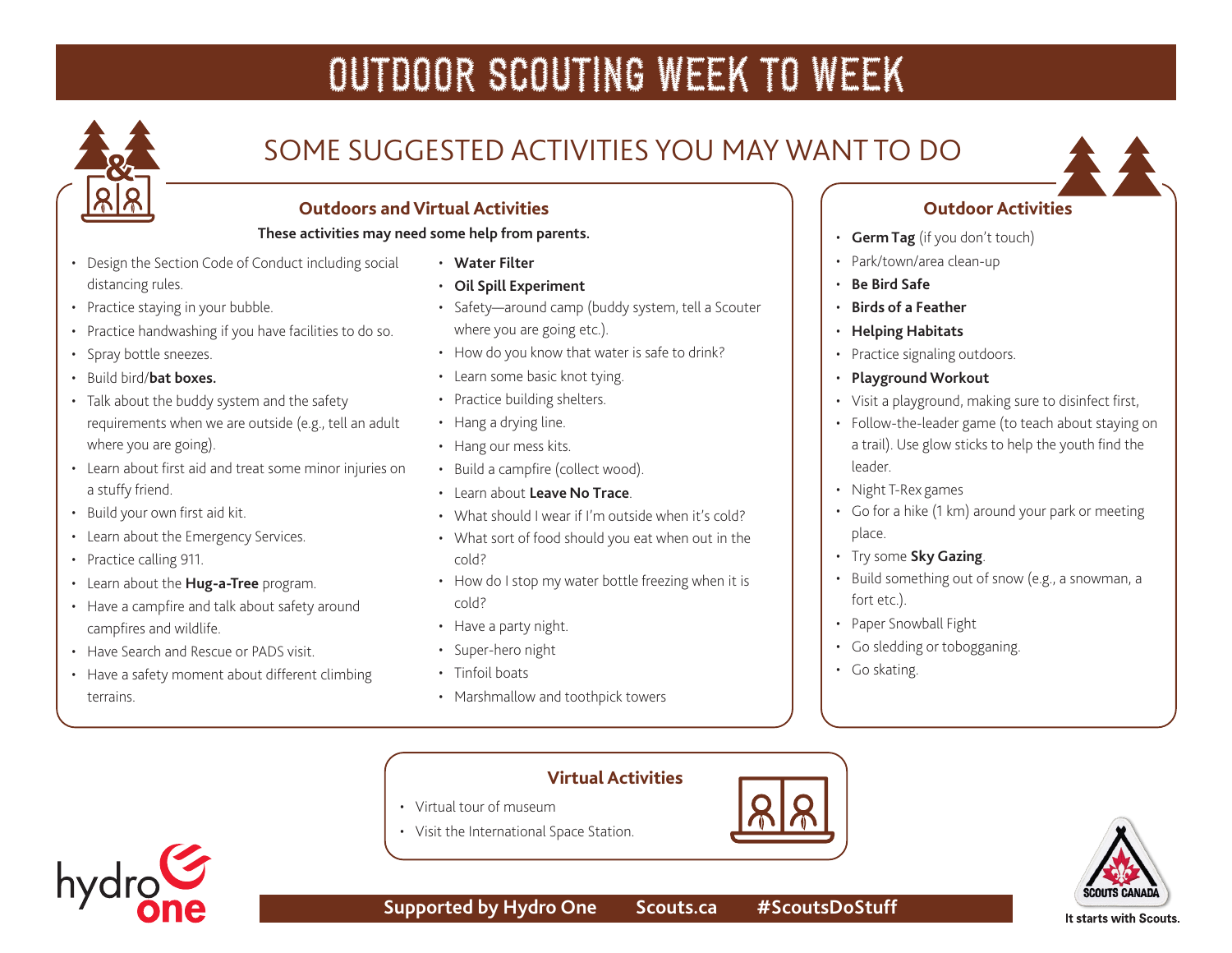# OUTDOOR SCOUTING WEEK TO WEEK

## SOME SUGGESTED ACTIVITIES YOU MAY WANT TO DO

### Outdoors and Virtual Activities

**These activities may need some help from parents.**

- Design the Section Code of Conduct including social distancing rules.
- Practice staying in your bubble.
- Practice handwashing if you have facilities to do so.
- Spray bottle sneezes.
- Build bird/**bat boxes.**
- Talk about the buddy system and the safety requirements when we are outside (e.g., tell an adult where you are going).
- Learn about first aid and treat some minor injuries on a stuffy friend.
- Build your own first aid kit.
- Learn about the Emergency Services.
- Practice calling 911.
- Learn about the **Hug-a-Tree** program.
- Have a campfire and talk about safety around campfires and wildlife.
- Have Search and Rescue or PADS visit.
- Have a safety moment about different climbing terrains.
- **Water Filter**
- **Oil Spill Experiment**
- Safety—around camp (buddy system, tell a Scouter where you are going etc.).
- How do you know that water is safe to drink?
- Learn some basic knot tying.
- Practice building shelters.
- Hang a drying line.
- Hang our mess kits.
- Build a campfire (collect wood).
- Learn about **Leave No Trace**.
- What should I wear if I'm outside when it's cold?
- What sort of food should you eat when out in the cold?
- How do I stop my water bottle freezing when it is cold?
- Have a party night.
- Super-hero night
- Tinfoil boats
- Marshmallow and toothpick towers

### Outdoor Activities

- **Germ Tag** (if you don't touch)
- Park/town/area clean-up
- **Be Bird Safe**
- **Birds of a Feather**
- **Helping Habitats**
- Practice signaling outdoors.
- **Playground Workout**
- Visit a playground, making sure to disinfect first,
- Follow-the-leader game (to teach about staying on a trail). Use glow sticks to help the youth find the leader.
- Night T-Rex games
- Go for a hike (1 km) around your park or meeting place.
- Try some **Sky Gazing**.
- Build something out of snow (e.g., a snowman, a fort etc.).
- Paper Snowball Fight
- Go sledding or tobogganing.
- Go skating.

### Virtual Activities

- Virtual tour of museum
- Visit the International Space Station.

**Supported by Hydro One** **Scouts.ca** **#ScoutsDoStuff**

SCOUTS CANADA
It starts with Scouts.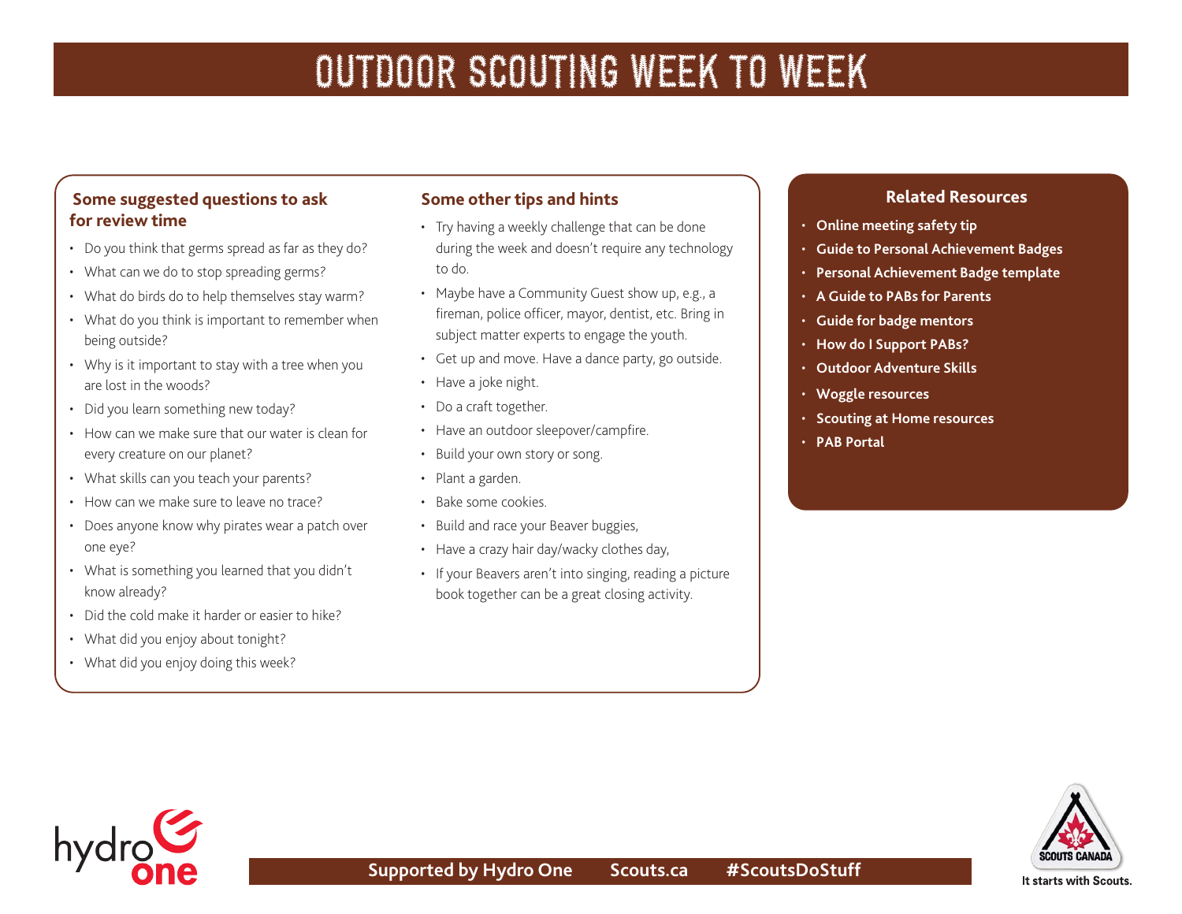# OUTDOOR SCOUTING WEEK TO WEEK

## Some suggested questions to ask for review time

- Do you think that germs spread as far as they do?
- What can we do to stop spreading germs?
- What do birds do to help themselves stay warm?
- What do you think is important to remember when being outside?
- Why is it important to stay with a tree when you are lost in the woods?
- Did you learn something new today?
- How can we make sure that our water is clean for every creature on our planet?
- What skills can you teach your parents?
- How can we make sure to leave no trace?
- Does anyone know why pirates wear a patch over one eye?
- What is something you learned that you didn't know already?
- Did the cold make it harder or easier to hike?
- What did you enjoy about tonight?
- What did you enjoy doing this week?

## Some other tips and hints

- Try having a weekly challenge that can be done during the week and doesn't require any technology to do.
- Maybe have a Community Guest show up, e.g., a fireman, police officer, mayor, dentist, etc. Bring in subject matter experts to engage the youth.
- Get up and move. Have a dance party, go outside.
- Have a joke night.
- Do a craft together.
- Have an outdoor sleepover/campfire.
- Build your own story or song.
- Plant a garden.
- Bake some cookies.
- Build and race your Beaver buggies,
- Have a crazy hair day/wacky clothes day,
- If your Beavers aren't into singing, reading a picture book together can be a great closing activity.

## Related Resources

- **Online meeting safety tip**
- **Guide to Personal Achievement Badges**
- **Personal Achievement Badge template**
- **A Guide to PABs for Parents**
- **Guide for badge mentors**
- **How do I Support PABs?**
- **Outdoor Adventure Skills**
- **Woggle resources**
- **Scouting at Home resources**
- **PAB Portal**

**Supported by Hydro One   Scouts.ca   #ScoutsDoStuff**

It starts with Scouts.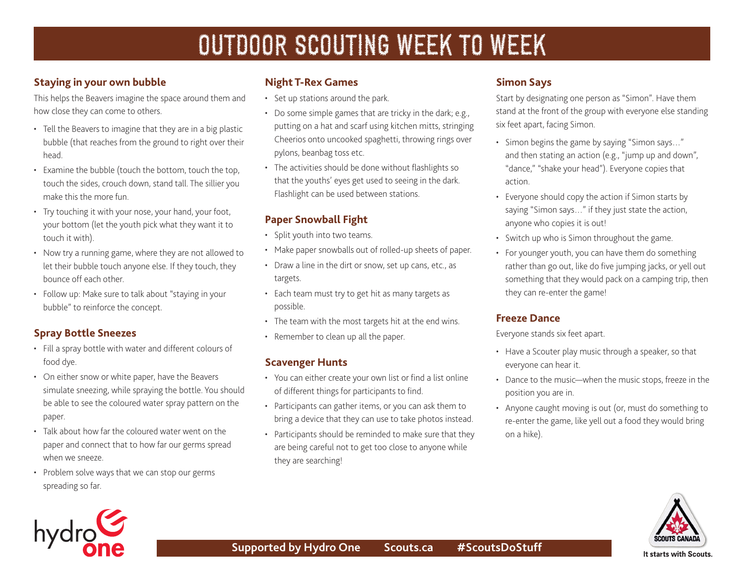# OUTDOOR SCOUTING WEEK TO WEEK

### Staying in your own bubble

This helps the Beavers imagine the space around them and how close they can come to others.

- Tell the Beavers to imagine that they are in a big plastic bubble (that reaches from the ground to right over their head.
- Examine the bubble (touch the bottom, touch the top, touch the sides, crouch down, stand tall. The sillier you make this the more fun.
- Try touching it with your nose, your hand, your foot, your bottom (let the youth pick what they want it to touch it with).
- Now try a running game, where they are not allowed to let their bubble touch anyone else. If they touch, they bounce off each other.
- Follow up: Make sure to talk about "staying in your bubble" to reinforce the concept.

### Spray Bottle Sneezes

- Fill a spray bottle with water and different colours of food dye.
- On either snow or white paper, have the Beavers simulate sneezing, while spraying the bottle. You should be able to see the coloured water spray pattern on the paper.
- Talk about how far the coloured water went on the paper and connect that to how far our germs spread when we sneeze.
- Problem solve ways that we can stop our germs spreading so far.

### Night T-Rex Games

- Set up stations around the park.
- Do some simple games that are tricky in the dark; e.g., putting on a hat and scarf using kitchen mitts, stringing Cheerios onto uncooked spaghetti, throwing rings over pylons, beanbag toss etc.
- The activities should be done without flashlights so that the youths' eyes get used to seeing in the dark. Flashlight can be used between stations.

### Paper Snowball Fight

- Split youth into two teams.
- Make paper snowballs out of rolled-up sheets of paper.
- Draw a line in the dirt or snow, set up cans, etc., as targets.
- Each team must try to get hit as many targets as possible.
- The team with the most targets hit at the end wins.
- Remember to clean up all the paper.

### Scavenger Hunts

- You can either create your own list or find a list online of different things for participants to find.
- Participants can gather items, or you can ask them to bring a device that they can use to take photos instead.
- Participants should be reminded to make sure that they are being careful not to get too close to anyone while they are searching!

### Simon Says

Start by designating one person as "Simon". Have them stand at the front of the group with everyone else standing six feet apart, facing Simon.

- Simon begins the game by saying "Simon says…" and then stating an action (e.g., "jump up and down", "dance," "shake your head"). Everyone copies that action.
- Everyone should copy the action if Simon starts by saying "Simon says…" if they just state the action, anyone who copies it is out!
- Switch up who is Simon throughout the game.
- For younger youth, you can have them do something rather than go out, like do five jumping jacks, or yell out something that they would pack on a camping trip, then they can re-enter the game!

### Freeze Dance

Everyone stands six feet apart.

- Have a Scouter play music through a speaker, so that everyone can hear it.
- Dance to the music—when the music stops, freeze in the position you are in.
- Anyone caught moving is out (or, must do something to re-enter the game, like yell out a food they would bring on a hike).

Supported by Hydro One    Scouts.ca    #ScoutsDoStuff

It starts with Scouts.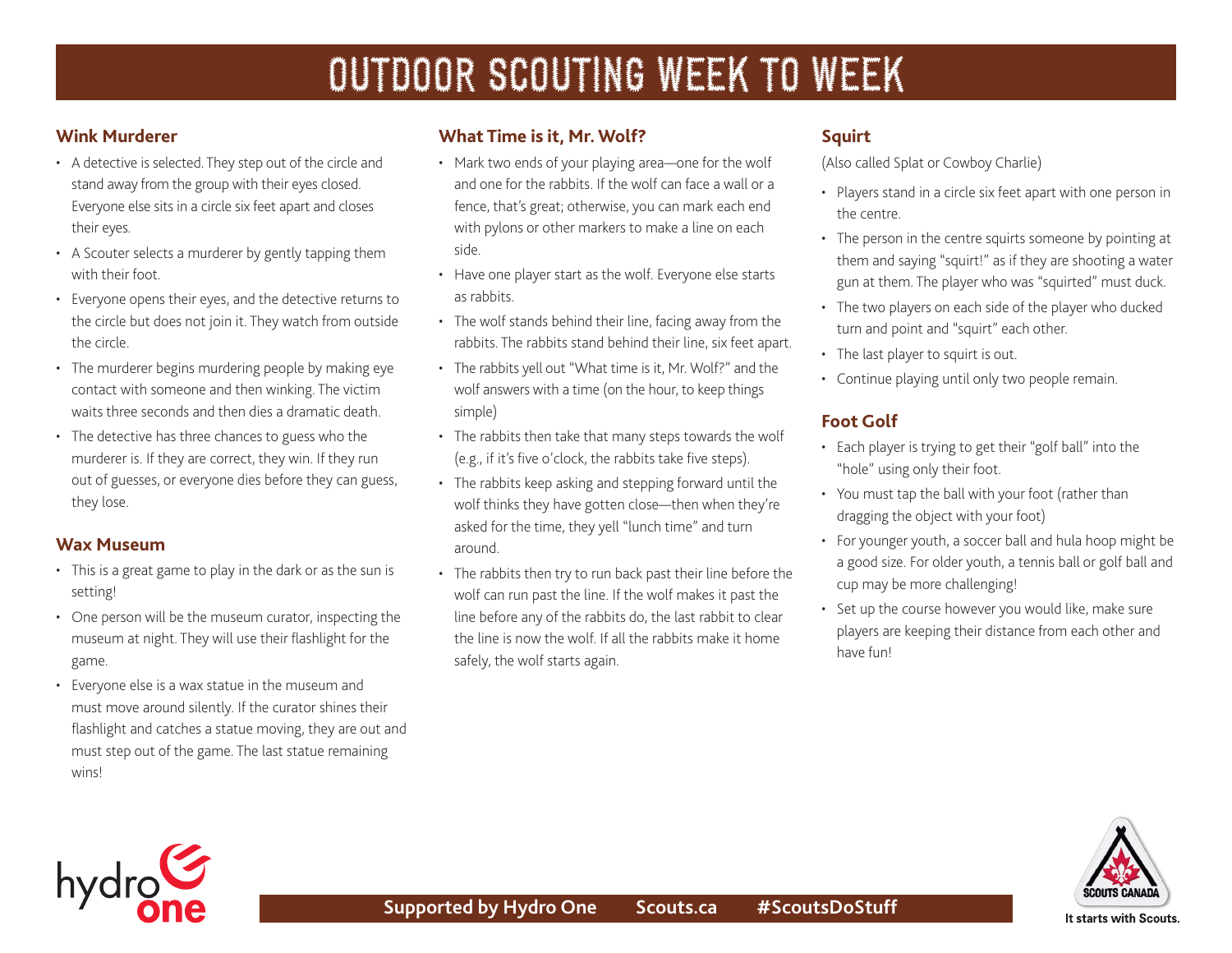# OUTDOOR SCOUTING WEEK TO WEEK

## Wink Murderer

- A detective is selected. They step out of the circle and stand away from the group with their eyes closed. Everyone else sits in a circle six feet apart and closes their eyes.
- A Scouter selects a murderer by gently tapping them with their foot.
- Everyone opens their eyes, and the detective returns to the circle but does not join it. They watch from outside the circle.
- The murderer begins murdering people by making eye contact with someone and then winking. The victim waits three seconds and then dies a dramatic death.
- The detective has three chances to guess who the murderer is. If they are correct, they win. If they run out of guesses, or everyone dies before they can guess, they lose.

## Wax Museum

- This is a great game to play in the dark or as the sun is setting!
- One person will be the museum curator, inspecting the museum at night. They will use their flashlight for the game.
- Everyone else is a wax statue in the museum and must move around silently. If the curator shines their flashlight and catches a statue moving, they are out and must step out of the game. The last statue remaining wins!

## What Time is it, Mr. Wolf?

- Mark two ends of your playing area—one for the wolf and one for the rabbits. If the wolf can face a wall or a fence, that's great; otherwise, you can mark each end with pylons or other markers to make a line on each side.
- Have one player start as the wolf. Everyone else starts as rabbits.
- The wolf stands behind their line, facing away from the rabbits. The rabbits stand behind their line, six feet apart.
- The rabbits yell out "What time is it, Mr. Wolf?" and the wolf answers with a time (on the hour, to keep things simple)
- The rabbits then take that many steps towards the wolf (e.g., if it's five o'clock, the rabbits take five steps).
- The rabbits keep asking and stepping forward until the wolf thinks they have gotten close—then when they're asked for the time, they yell "lunch time" and turn around.
- The rabbits then try to run back past their line before the wolf can run past the line. If the wolf makes it past the line before any of the rabbits do, the last rabbit to clear the line is now the wolf. If all the rabbits make it home safely, the wolf starts again.

## Squirt

(Also called Splat or Cowboy Charlie)

- Players stand in a circle six feet apart with one person in the centre.
- The person in the centre squirts someone by pointing at them and saying "squirt!" as if they are shooting a water gun at them. The player who was "squirted" must duck.
- The two players on each side of the player who ducked turn and point and "squirt" each other.
- The last player to squirt is out.
- Continue playing until only two people remain.

## Foot Golf

- Each player is trying to get their "golf ball" into the "hole" using only their foot.
- You must tap the ball with your foot (rather than dragging the object with your foot)
- For younger youth, a soccer ball and hula hoop might be a good size. For older youth, a tennis ball or golf ball and cup may be more challenging!
- Set up the course however you would like, make sure players are keeping their distance from each other and have fun!

hydro one

**Supported by Hydro One** **Scouts.ca** **#ScoutsDoStuff**

SCOUTS CANADA

It starts with Scouts.